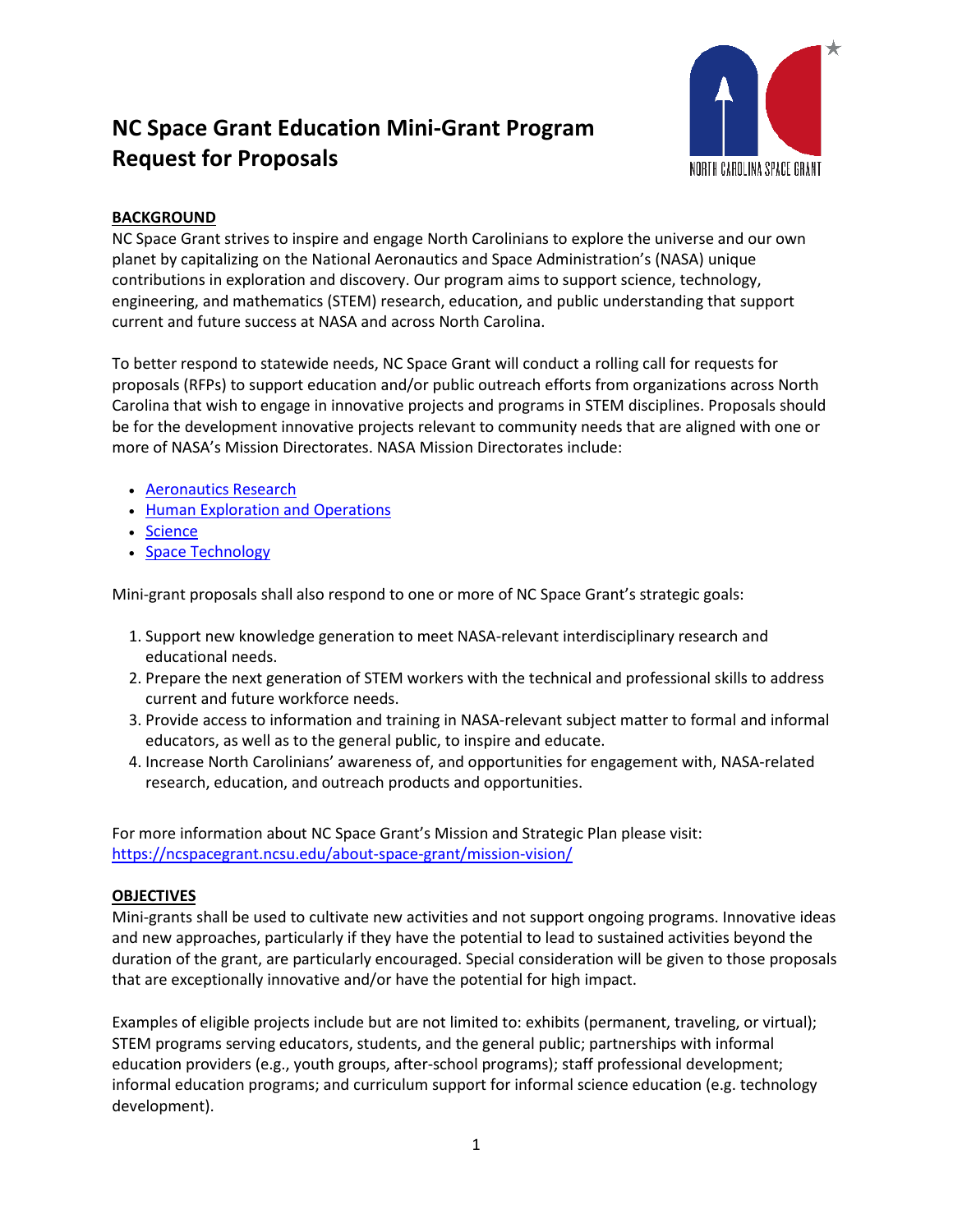# NC Space Grant Education Mini-Grant Program Request for Proposals

## BACKGROUND

NC Space Grant strives to inspire and engage North Carolinians to explore the universe and our own planet by capitalizing on the National Aeronautics and Space Administration's (NASA) unique contributions in exploration and discovery. Our program aims to support science, technology, engineering, and mathematics (STEM) research, education, and public understanding that support current and future success at NASA and across North Carolina.

To better respond to statewide needs, NC Space Grant will conduct a rolling call for requests for proposals (RFPs) to support education and/or public outreach efforts from organizations across North Carolina that wish to engage in innovative projects and programs in STEM disciplines. Proposals should be for the development innovative projects relevant to community needs that are aligned with one or more of NASA's Mission Directorates. NASA Mission Directorates include:

- Aeronautics Research
- Human Exploration and Operations
- Science
- Space Technology

Mini-grant proposals shall also respond to one or more of NC Space Grant's strategic goals:

1. Support new knowledge generation to meet NASA-relevant interdisciplinary research and educational needs.
2. Prepare the next generation of STEM workers with the technical and professional skills to address current and future workforce needs.
3. Provide access to information and training in NASA-relevant subject matter to formal and informal educators, as well as to the general public, to inspire and educate.
4. Increase North Carolinians' awareness of, and opportunities for engagement with, NASA-related research, education, and outreach products and opportunities.

For more information about NC Space Grant's Mission and Strategic Plan please visit: https://ncspacegrant.ncsu.edu/about-space-grant/mission-vision/

## OBJECTIVES

Mini-grants shall be used to cultivate new activities and not support ongoing programs. Innovative ideas and new approaches, particularly if they have the potential to lead to sustained activities beyond the duration of the grant, are particularly encouraged. Special consideration will be given to those proposals that are exceptionally innovative and/or have the potential for high impact.

Examples of eligible projects include but are not limited to: exhibits (permanent, traveling, or virtual); STEM programs serving educators, students, and the general public; partnerships with informal education providers (e.g., youth groups, after-school programs); staff professional development; informal education programs; and curriculum support for informal science education (e.g. technology development).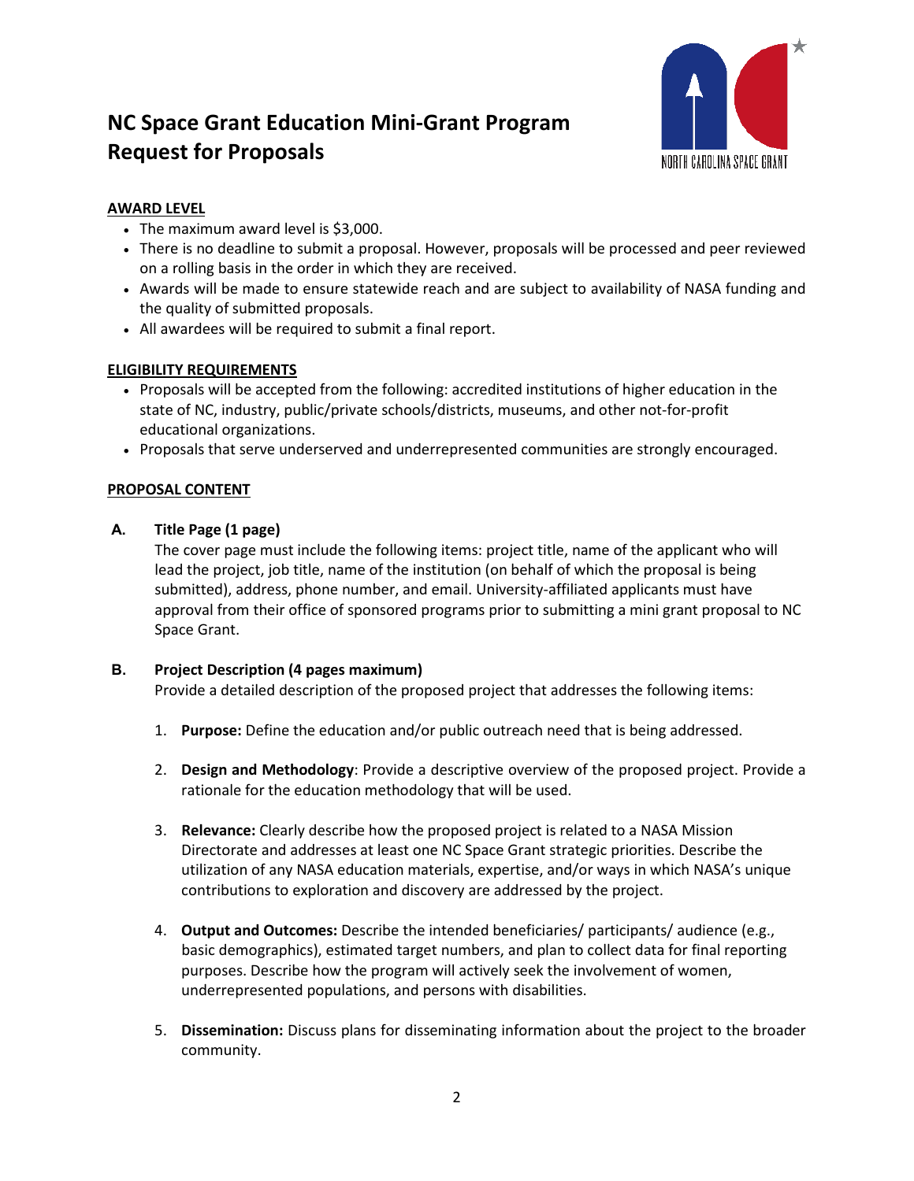# NC Space Grant Education Mini-Grant Program Request for Proposals

**AWARD LEVEL**

- The maximum award level is $3,000.
- There is no deadline to submit a proposal. However, proposals will be processed and peer reviewed on a rolling basis in the order in which they are received.
- Awards will be made to ensure statewide reach and are subject to availability of NASA funding and the quality of submitted proposals.
- All awardees will be required to submit a final report.

**ELIGIBILITY REQUIREMENTS**

- Proposals will be accepted from the following: accredited institutions of higher education in the state of NC, industry, public/private schools/districts, museums, and other not-for-profit educational organizations.
- Proposals that serve underserved and underrepresented communities are strongly encouraged.

**PROPOSAL CONTENT**

**A. Title Page (1 page)**

The cover page must include the following items: project title, name of the applicant who will lead the project, job title, name of the institution (on behalf of which the proposal is being submitted), address, phone number, and email. University-affiliated applicants must have approval from their office of sponsored programs prior to submitting a mini grant proposal to NC Space Grant.

**B. Project Description (4 pages maximum)**

Provide a detailed description of the proposed project that addresses the following items:

1. **Purpose:** Define the education and/or public outreach need that is being addressed.
2. **Design and Methodology**: Provide a descriptive overview of the proposed project. Provide a rationale for the education methodology that will be used.
3. **Relevance:** Clearly describe how the proposed project is related to a NASA Mission Directorate and addresses at least one NC Space Grant strategic priorities. Describe the utilization of any NASA education materials, expertise, and/or ways in which NASA's unique contributions to exploration and discovery are addressed by the project.
4. **Output and Outcomes:** Describe the intended beneficiaries/ participants/ audience (e.g., basic demographics), estimated target numbers, and plan to collect data for final reporting purposes. Describe how the program will actively seek the involvement of women, underrepresented populations, and persons with disabilities.
5. **Dissemination:** Discuss plans for disseminating information about the project to the broader community.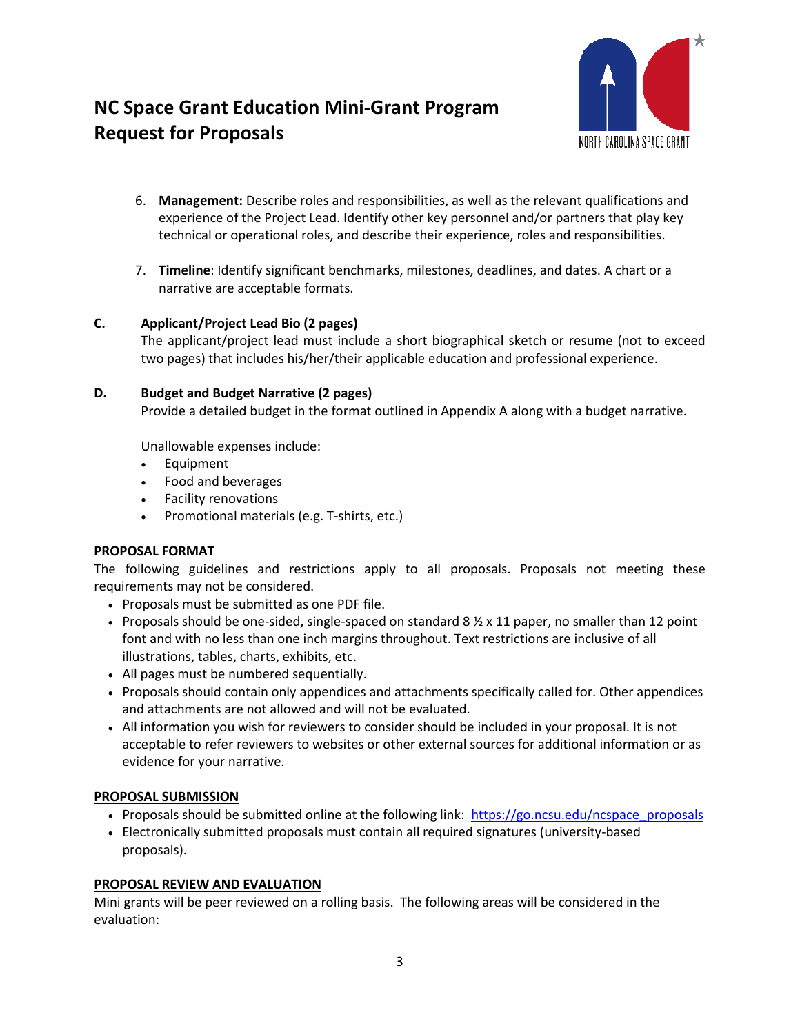6. **Management:** Describe roles and responsibilities, as well as the relevant qualifications and experience of the Project Lead. Identify other key personnel and/or partners that play key technical or operational roles, and describe their experience, roles and responsibilities.

7. **Timeline**: Identify significant benchmarks, milestones, deadlines, and dates. A chart or a narrative are acceptable formats.

**C. Applicant/Project Lead Bio (2 pages)**

The applicant/project lead must include a short biographical sketch or resume (not to exceed two pages) that includes his/her/their applicable education and professional experience.

**D. Budget and Budget Narrative (2 pages)**

Provide a detailed budget in the format outlined in Appendix A along with a budget narrative.

Unallowable expenses include:

- Equipment
- Food and beverages
- Facility renovations
- Promotional materials (e.g. T-shirts, etc.)

## PROPOSAL FORMAT

The following guidelines and restrictions apply to all proposals. Proposals not meeting these requirements may not be considered.

- Proposals must be submitted as one PDF file.
- Proposals should be one-sided, single-spaced on standard 8 ½ x 11 paper, no smaller than 12 point font and with no less than one inch margins throughout. Text restrictions are inclusive of all illustrations, tables, charts, exhibits, etc.
- All pages must be numbered sequentially.
- Proposals should contain only appendices and attachments specifically called for. Other appendices and attachments are not allowed and will not be evaluated.
- All information you wish for reviewers to consider should be included in your proposal. It is not acceptable to refer reviewers to websites or other external sources for additional information or as evidence for your narrative.

## PROPOSAL SUBMISSION

- Proposals should be submitted online at the following link: https://go.ncsu.edu/ncspace_proposals
- Electronically submitted proposals must contain all required signatures (university-based proposals).

## PROPOSAL REVIEW AND EVALUATION

Mini grants will be peer reviewed on a rolling basis. The following areas will be considered in the evaluation: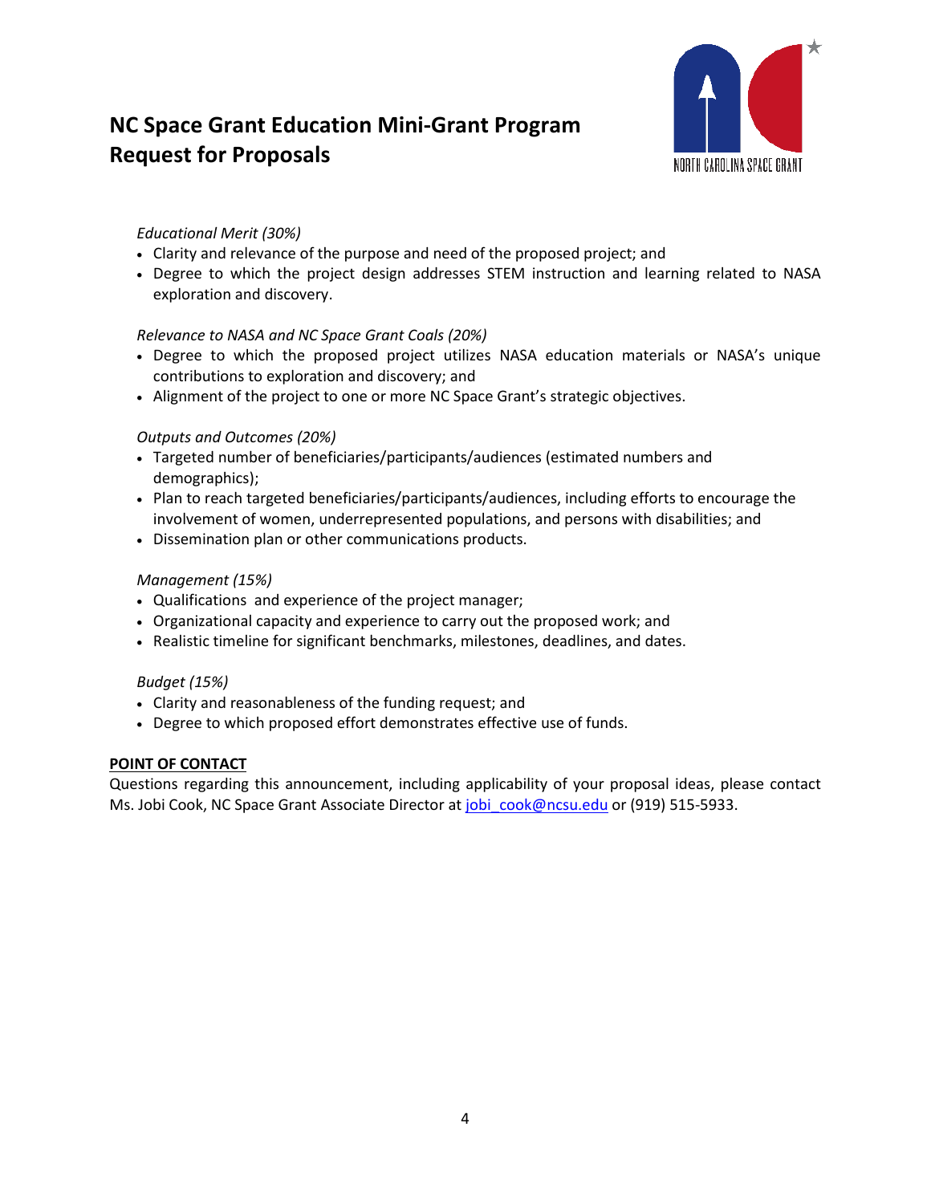*Educational Merit (30%)*

- Clarity and relevance of the purpose and need of the proposed project; and
- Degree to which the project design addresses STEM instruction and learning related to NASA exploration and discovery.

*Relevance to NASA and NC Space Grant Coals (20%)*

- Degree to which the proposed project utilizes NASA education materials or NASA's unique contributions to exploration and discovery; and
- Alignment of the project to one or more NC Space Grant's strategic objectives.

*Outputs and Outcomes (20%)*

- Targeted number of beneficiaries/participants/audiences (estimated numbers and demographics);
- Plan to reach targeted beneficiaries/participants/audiences, including efforts to encourage the involvement of women, underrepresented populations, and persons with disabilities; and
- Dissemination plan or other communications products.

*Management (15%)*

- Qualifications and experience of the project manager;
- Organizational capacity and experience to carry out the proposed work; and
- Realistic timeline for significant benchmarks, milestones, deadlines, and dates.

*Budget (15%)*

- Clarity and reasonableness of the funding request; and
- Degree to which proposed effort demonstrates effective use of funds.

**POINT OF CONTACT**

Questions regarding this announcement, including applicability of your proposal ideas, please contact Ms. Jobi Cook, NC Space Grant Associate Director at jobi_cook@ncsu.edu or (919) 515-5933.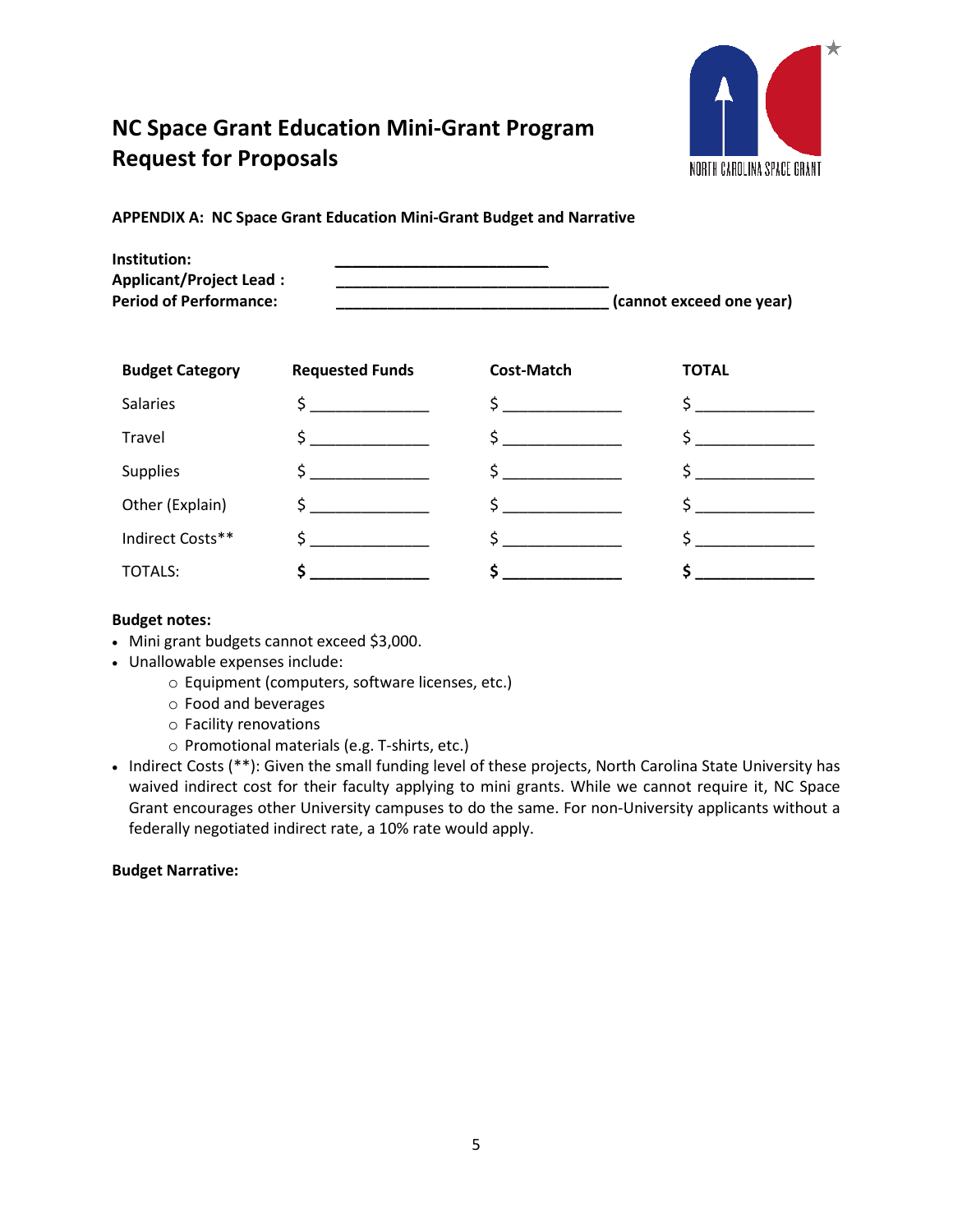# NC Space Grant Education Mini-Grant Program Request for Proposals

**APPENDIX A: NC Space Grant Education Mini-Grant Budget and Narrative**

**Institution:** ________________________

**Applicant/Project Lead :** ______________________________

**Period of Performance:** ______________________________ **(cannot exceed one year)**

| Budget Category | Requested Funds | Cost-Match | TOTAL |
|---|---|---|---|
| Salaries | $ _____________ | $ _____________ | $ _____________ |
| Travel | $ _____________ | $ _____________ | $ _____________ |
| Supplies | $ _____________ | $ _____________ | $ _____________ |
| Other (Explain) | $ _____________ | $ _____________ | $ _____________ |
| Indirect Costs** | $ _____________ | $ _____________ | $ _____________ |
| TOTALS: | **$ _____________** | **$ _____________** | **$ _____________** |

**Budget notes:**

- Mini grant budgets cannot exceed $3,000.
- Unallowable expenses include:
  - Equipment (computers, software licenses, etc.)
  - Food and beverages
  - Facility renovations
  - Promotional materials (e.g. T-shirts, etc.)
- Indirect Costs (**): Given the small funding level of these projects, North Carolina State University has waived indirect cost for their faculty applying to mini grants. While we cannot require it, NC Space Grant encourages other University campuses to do the same. For non-University applicants without a federally negotiated indirect rate, a 10% rate would apply.

**Budget Narrative:**